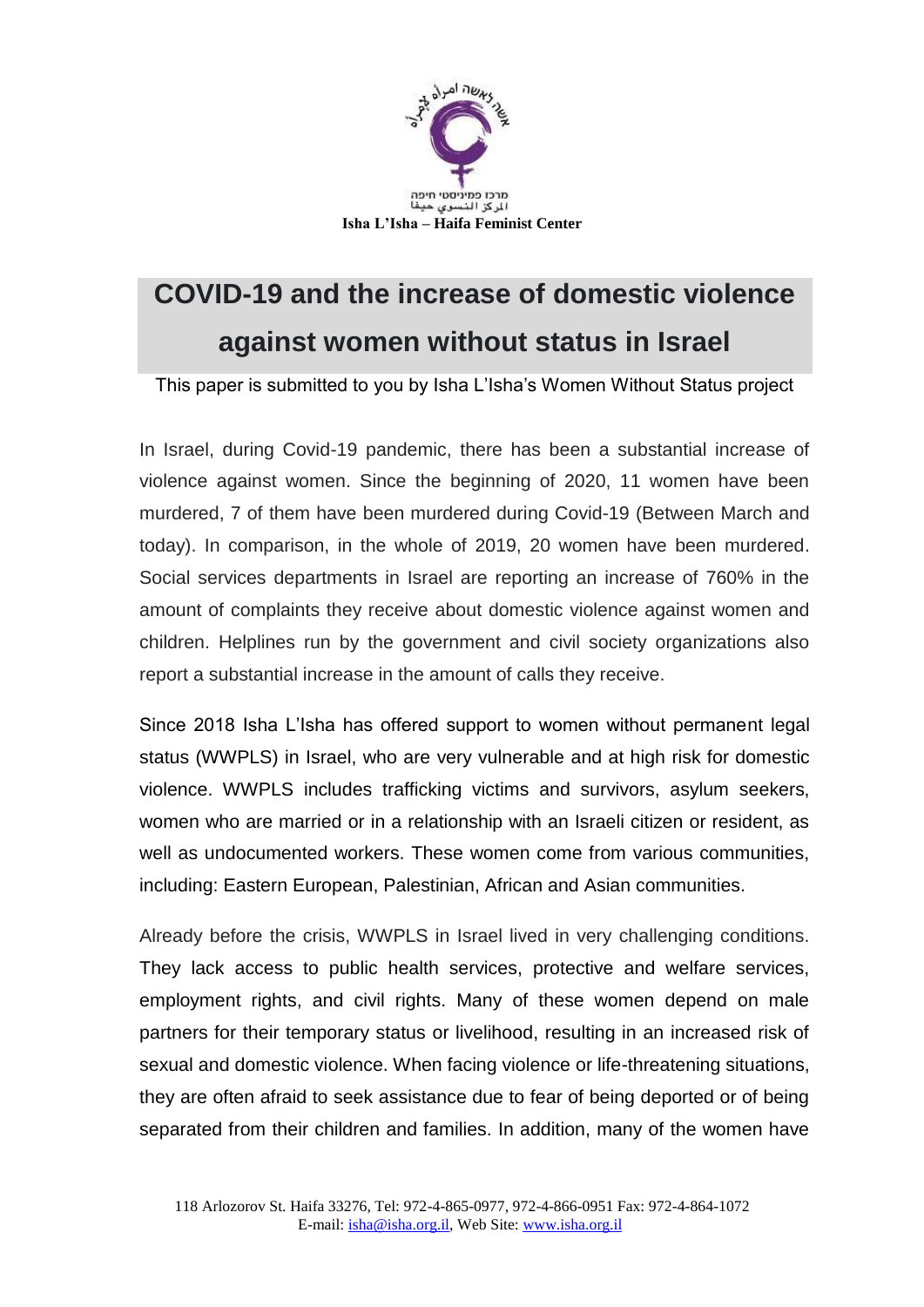מרכז פמיניסטי חיפה
المركز النسوي حيفا
**Isha L'Isha – Haifa Feminist Center**

# COVID-19 and the increase of domestic violence against women without status in Israel

This paper is submitted to you by Isha L'Isha's Women Without Status project

In Israel, during Covid-19 pandemic, there has been a substantial increase of violence against women. Since the beginning of 2020, 11 women have been murdered, 7 of them have been murdered during Covid-19 (Between March and today). In comparison, in the whole of 2019, 20 women have been murdered. Social services departments in Israel are reporting an increase of 760% in the amount of complaints they receive about domestic violence against women and children. Helplines run by the government and civil society organizations also report a substantial increase in the amount of calls they receive.

Since 2018 Isha L'Isha has offered support to women without permanent legal status (WWPLS) in Israel, who are very vulnerable and at high risk for domestic violence. WWPLS includes trafficking victims and survivors, asylum seekers, women who are married or in a relationship with an Israeli citizen or resident, as well as undocumented workers. These women come from various communities, including: Eastern European, Palestinian, African and Asian communities.

Already before the crisis, WWPLS in Israel lived in very challenging conditions. They lack access to public health services, protective and welfare services, employment rights, and civil rights. Many of these women depend on male partners for their temporary status or livelihood, resulting in an increased risk of sexual and domestic violence. When facing violence or life-threatening situations, they are often afraid to seek assistance due to fear of being deported or of being separated from their children and families. In addition, many of the women have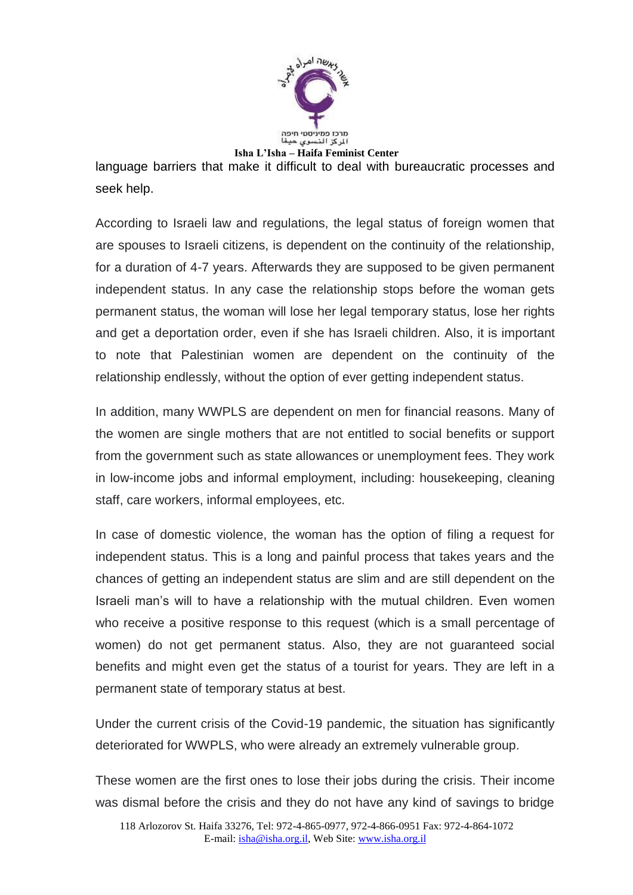language barriers that make it difficult to deal with bureaucratic processes and seek help.

According to Israeli law and regulations, the legal status of foreign women that are spouses to Israeli citizens, is dependent on the continuity of the relationship, for a duration of 4-7 years. Afterwards they are supposed to be given permanent independent status. In any case the relationship stops before the woman gets permanent status, the woman will lose her legal temporary status, lose her rights and get a deportation order, even if she has Israeli children. Also, it is important to note that Palestinian women are dependent on the continuity of the relationship endlessly, without the option of ever getting independent status.

In addition, many WWPLS are dependent on men for financial reasons. Many of the women are single mothers that are not entitled to social benefits or support from the government such as state allowances or unemployment fees. They work in low-income jobs and informal employment, including: housekeeping, cleaning staff, care workers, informal employees, etc.

In case of domestic violence, the woman has the option of filing a request for independent status. This is a long and painful process that takes years and the chances of getting an independent status are slim and are still dependent on the Israeli man's will to have a relationship with the mutual children. Even women who receive a positive response to this request (which is a small percentage of women) do not get permanent status. Also, they are not guaranteed social benefits and might even get the status of a tourist for years. They are left in a permanent state of temporary status at best.

Under the current crisis of the Covid-19 pandemic, the situation has significantly deteriorated for WWPLS, who were already an extremely vulnerable group.

These women are the first ones to lose their jobs during the crisis. Their income was dismal before the crisis and they do not have any kind of savings to bridge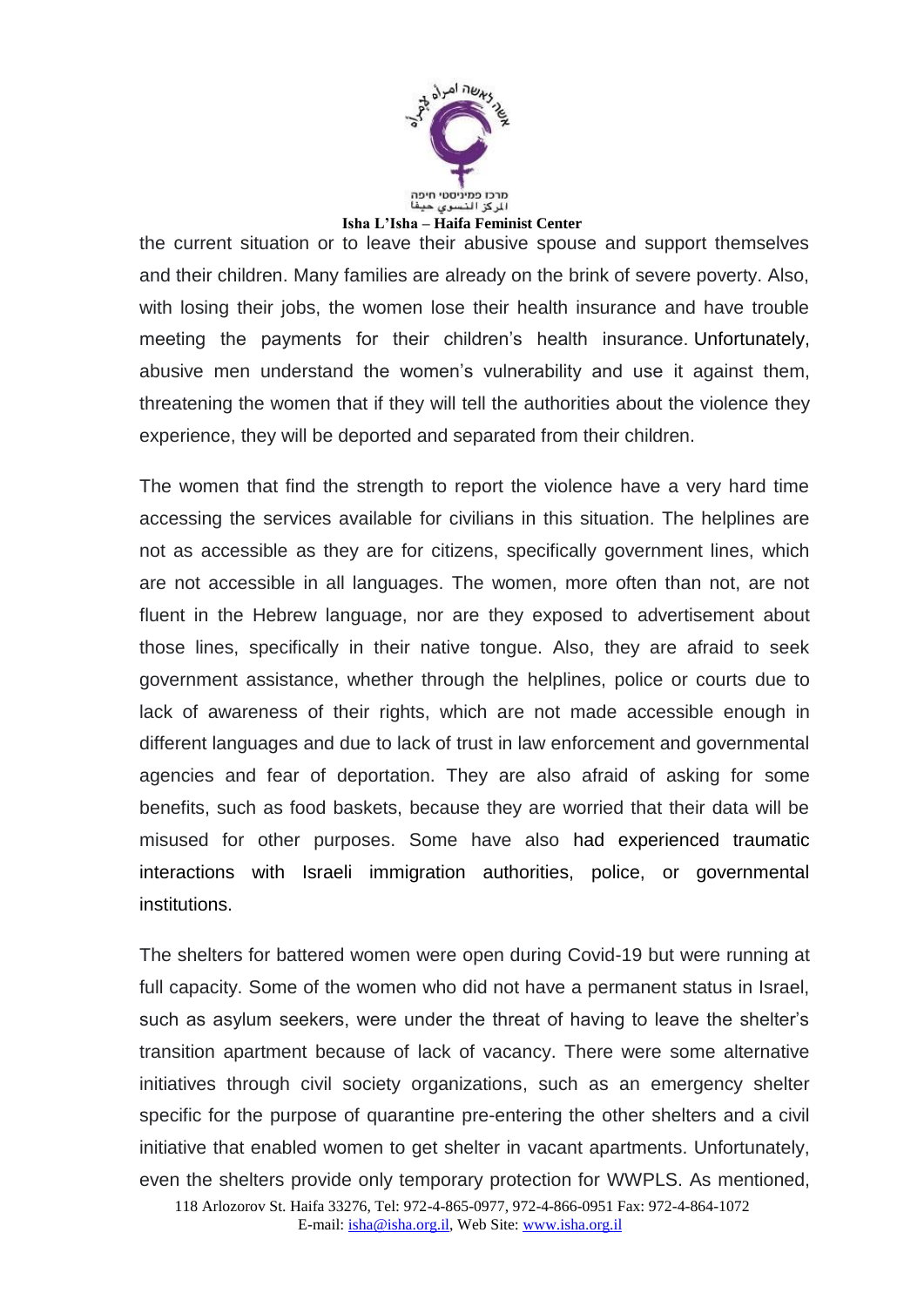the current situation or to leave their abusive spouse and support themselves and their children. Many families are already on the brink of severe poverty. Also, with losing their jobs, the women lose their health insurance and have trouble meeting the payments for their children's health insurance. Unfortunately, abusive men understand the women's vulnerability and use it against them, threatening the women that if they will tell the authorities about the violence they experience, they will be deported and separated from their children.

The women that find the strength to report the violence have a very hard time accessing the services available for civilians in this situation. The helplines are not as accessible as they are for citizens, specifically government lines, which are not accessible in all languages. The women, more often than not, are not fluent in the Hebrew language, nor are they exposed to advertisement about those lines, specifically in their native tongue. Also, they are afraid to seek government assistance, whether through the helplines, police or courts due to lack of awareness of their rights, which are not made accessible enough in different languages and due to lack of trust in law enforcement and governmental agencies and fear of deportation. They are also afraid of asking for some benefits, such as food baskets, because they are worried that their data will be misused for other purposes. Some have also had experienced traumatic interactions with Israeli immigration authorities, police, or governmental institutions.

The shelters for battered women were open during Covid-19 but were running at full capacity. Some of the women who did not have a permanent status in Israel, such as asylum seekers, were under the threat of having to leave the shelter's transition apartment because of lack of vacancy. There were some alternative initiatives through civil society organizations, such as an emergency shelter specific for the purpose of quarantine pre-entering the other shelters and a civil initiative that enabled women to get shelter in vacant apartments. Unfortunately, even the shelters provide only temporary protection for WWPLS. As mentioned,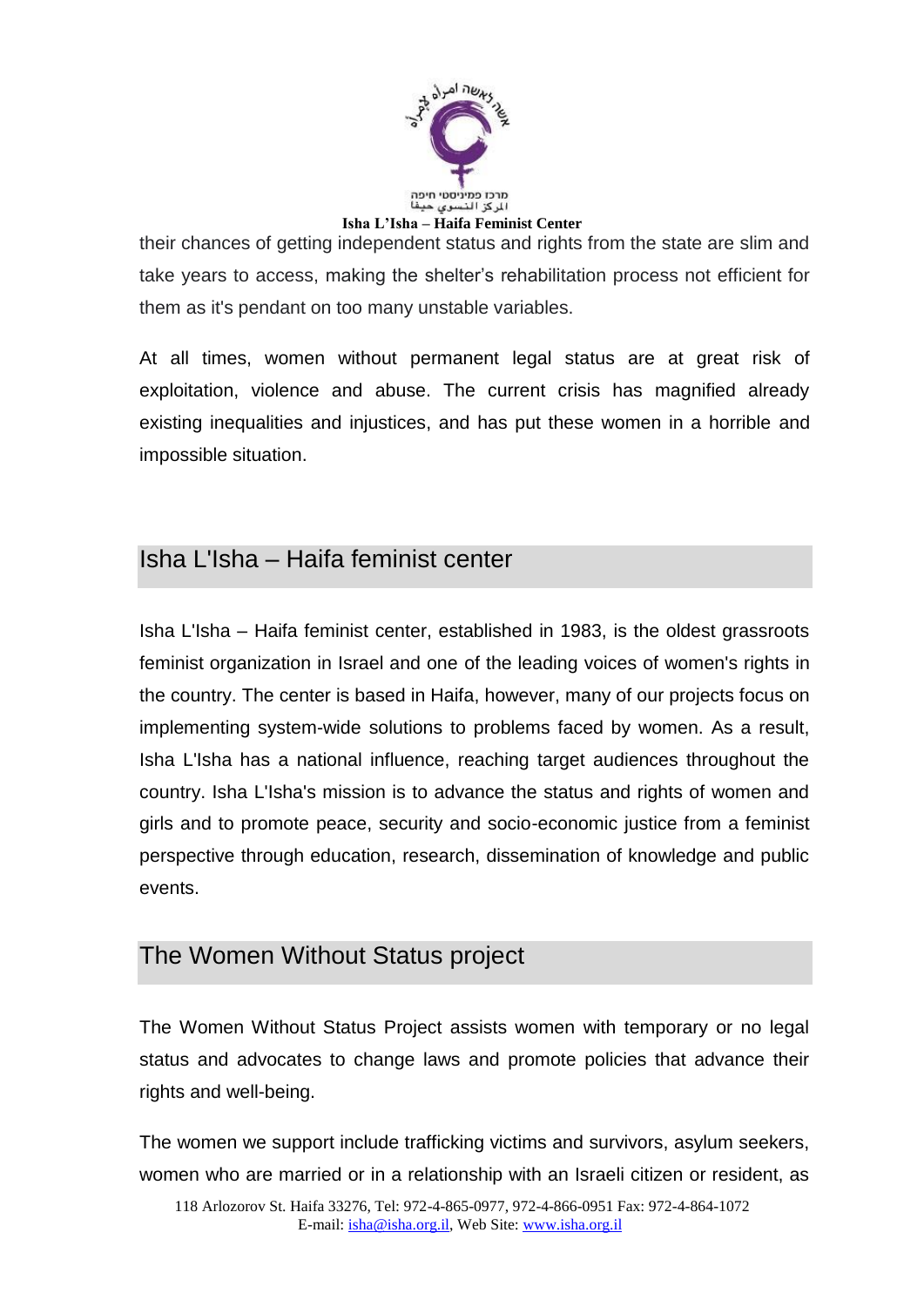their chances of getting independent status and rights from the state are slim and take years to access, making the shelter's rehabilitation process not efficient for them as it's pendant on too many unstable variables.

At all times, women without permanent legal status are at great risk of exploitation, violence and abuse. The current crisis has magnified already existing inequalities and injustices, and has put these women in a horrible and impossible situation.

## Isha L'Isha – Haifa feminist center

Isha L'Isha – Haifa feminist center, established in 1983, is the oldest grassroots feminist organization in Israel and one of the leading voices of women's rights in the country. The center is based in Haifa, however, many of our projects focus on implementing system-wide solutions to problems faced by women. As a result, Isha L'Isha has a national influence, reaching target audiences throughout the country. Isha L'Isha's mission is to advance the status and rights of women and girls and to promote peace, security and socio-economic justice from a feminist perspective through education, research, dissemination of knowledge and public events.

## The Women Without Status project

The Women Without Status Project assists women with temporary or no legal status and advocates to change laws and promote policies that advance their rights and well-being.

The women we support include trafficking victims and survivors, asylum seekers, women who are married or in a relationship with an Israeli citizen or resident, as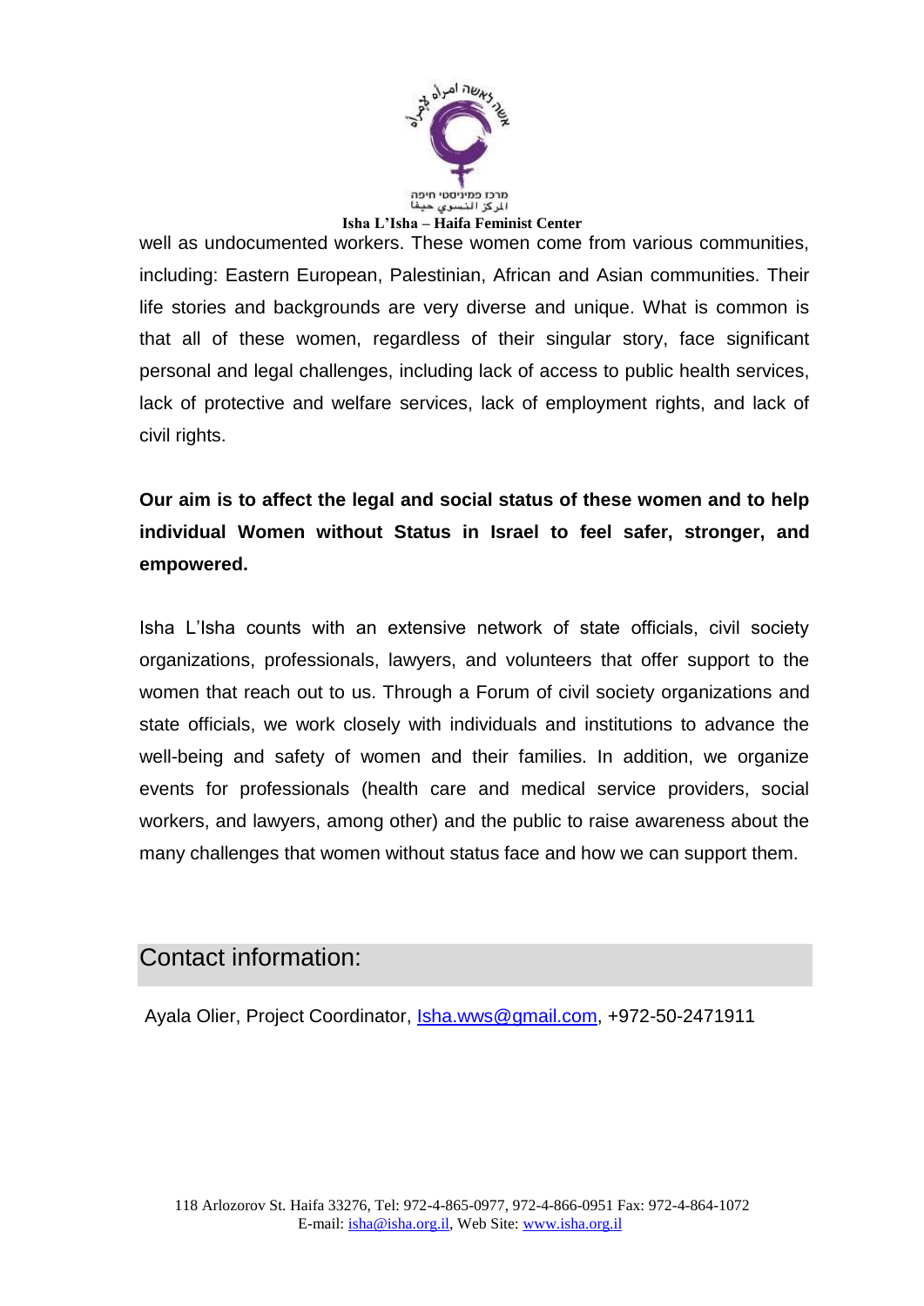well as undocumented workers. These women come from various communities, including: Eastern European, Palestinian, African and Asian communities. Their life stories and backgrounds are very diverse and unique. What is common is that all of these women, regardless of their singular story, face significant personal and legal challenges, including lack of access to public health services, lack of protective and welfare services, lack of employment rights, and lack of civil rights.

**Our aim is to affect the legal and social status of these women and to help individual Women without Status in Israel to feel safer, stronger, and empowered.**

Isha L'Isha counts with an extensive network of state officials, civil society organizations, professionals, lawyers, and volunteers that offer support to the women that reach out to us. Through a Forum of civil society organizations and state officials, we work closely with individuals and institutions to advance the well-being and safety of women and their families. In addition, we organize events for professionals (health care and medical service providers, social workers, and lawyers, among other) and the public to raise awareness about the many challenges that women without status face and how we can support them.

## Contact information:

Ayala Olier, Project Coordinator, Isha.wws@gmail.com, +972-50-2471911